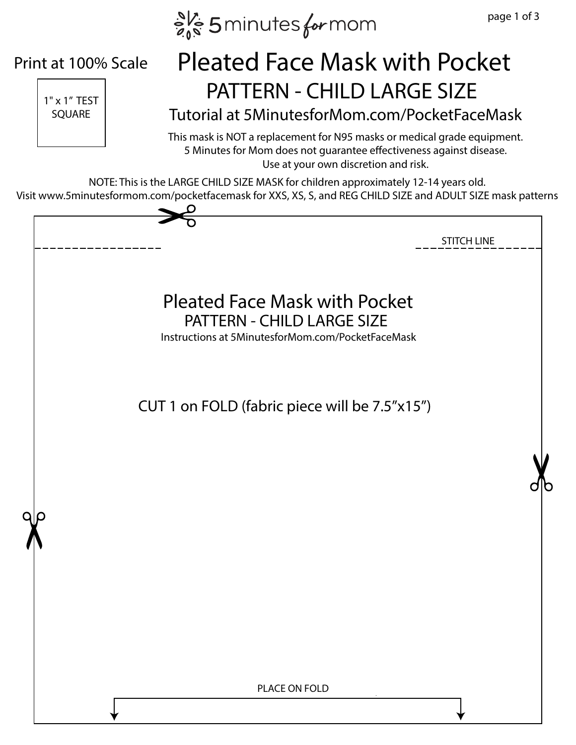5minutes for mom

Print at 100% Scale

1" x 1" TEST SQUARE

# Pleated Face Mask with Pocket

## PATTERN - CHILD LARGE SIZE

### Tutorial at 5MinutesforMom.com/PocketFaceMask

This mask is NOT a replacement for N95 masks or medical grade equipment.
5 Minutes for Mom does not guarantee effectiveness against disease.
Use at your own discretion and risk.

NOTE: This is the LARGE CHILD SIZE MASK for children approximately 12-14 years old.
Visit www.5minutesformom.com/pocketfacemask for XXS, XS, S, and REG CHILD SIZE and ADULT SIZE mask patterns

STITCH LINE

Pleated Face Mask with Pocket
PATTERN - CHILD LARGE SIZE
Instructions at 5MinutesforMom.com/PocketFaceMask

CUT 1 on FOLD (fabric piece will be 7.5”x15”)

PLACE ON FOLD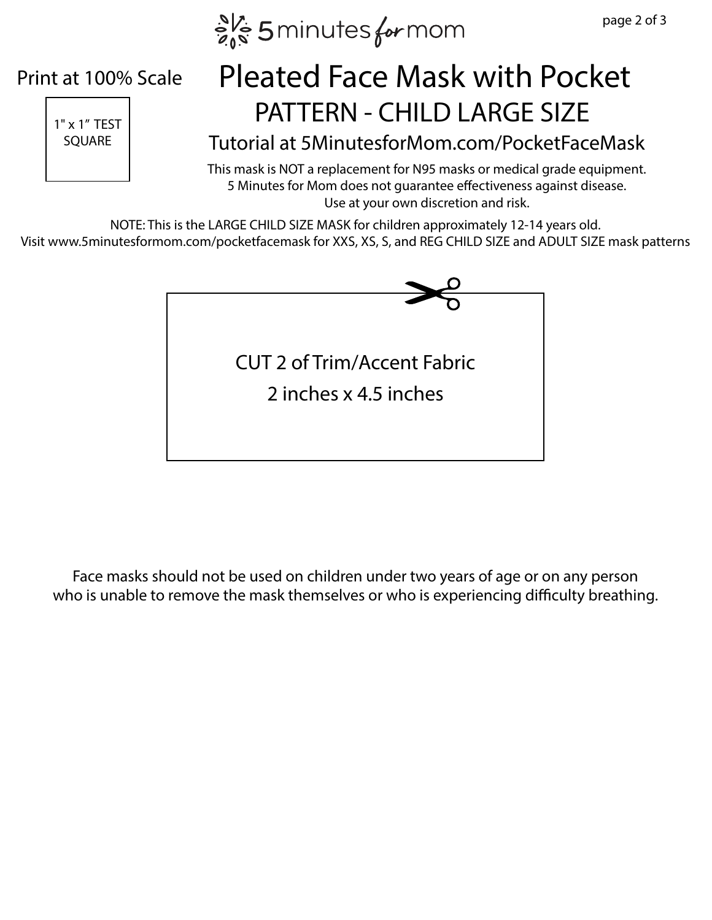5 minutes for mom

Print at 100% Scale

1" x 1" TEST SQUARE

# Pleated Face Mask with Pocket

## PATTERN - CHILD LARGE SIZE

Tutorial at 5MinutesforMom.com/PocketFaceMask

This mask is NOT a replacement for N95 masks or medical grade equipment.
5 Minutes for Mom does not guarantee effectiveness against disease.
Use at your own discretion and risk.

NOTE: This is the LARGE CHILD SIZE MASK for children approximately 12-14 years old.
Visit www.5minutesformom.com/pocketfacemask for XXS, XS, S, and REG CHILD SIZE and ADULT SIZE mask patterns

CUT 2 of Trim/Accent Fabric
2 inches x 4.5 inches

Face masks should not be used on children under two years of age or on any person who is unable to remove the mask themselves or who is experiencing difficulty breathing.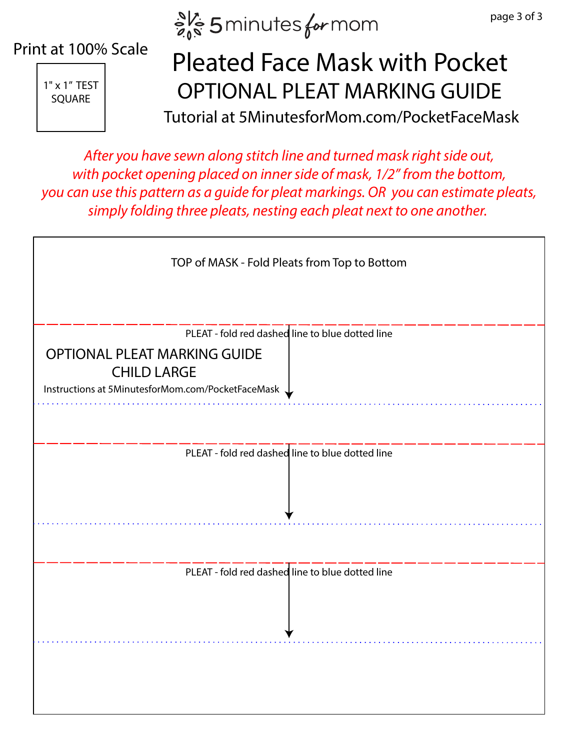5minutes for mom

Print at 100% Scale

1" x 1" TEST SQUARE

# Pleated Face Mask with Pocket

## OPTIONAL PLEAT MARKING GUIDE

Tutorial at 5MinutesforMom.com/PocketFaceMask

*After you have sewn along stitch line and turned mask right side out, with pocket opening placed on inner side of mask, 1/2" from the bottom, you can use this pattern as a guide for pleat markings. OR you can estimate pleats, simply folding three pleats, nesting each pleat next to one another.*

TOP of MASK - Fold Pleats from Top to Bottom

PLEAT - fold red dashed line to blue dotted line

OPTIONAL PLEAT MARKING GUIDE
CHILD LARGE

Instructions at 5MinutesforMom.com/PocketFaceMask

PLEAT - fold red dashed line to blue dotted line

PLEAT - fold red dashed line to blue dotted line